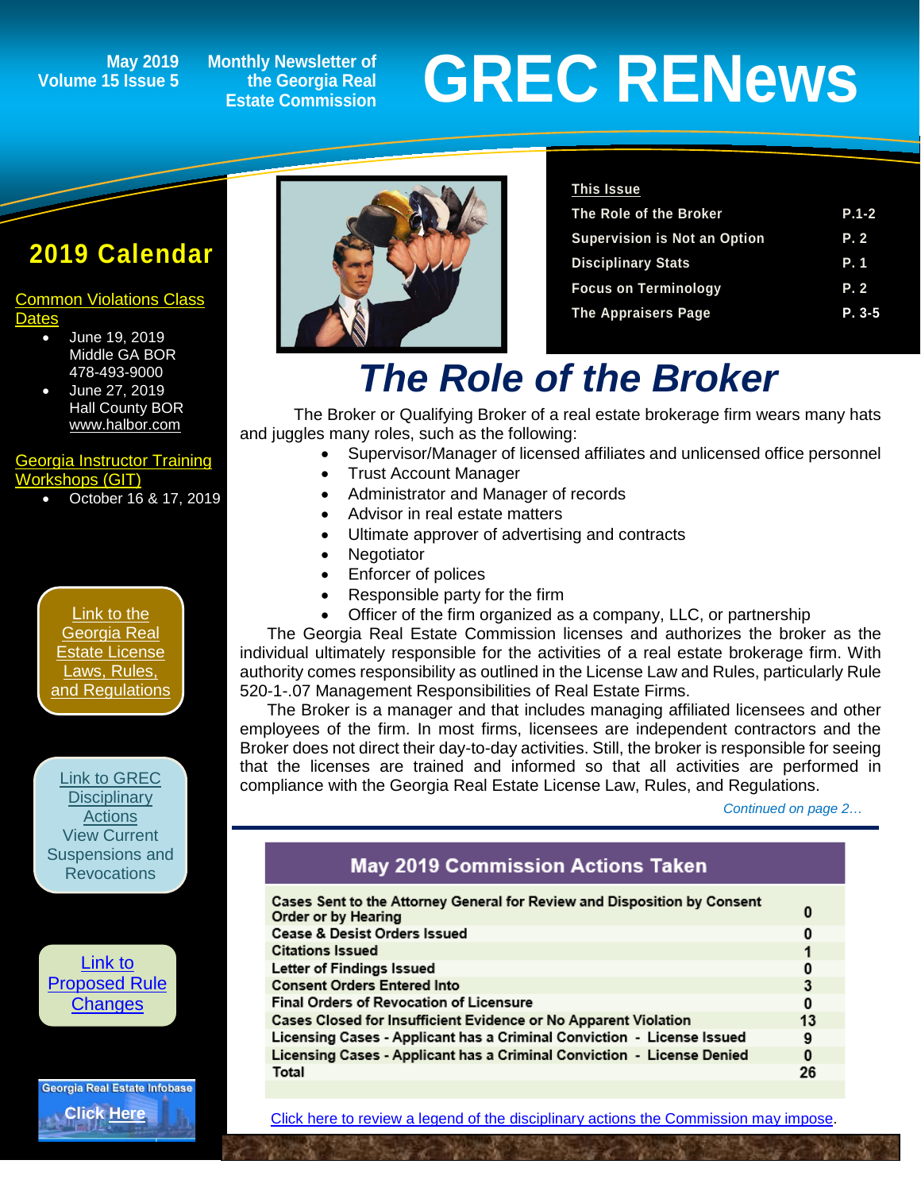May 2019
Volume 15 Issue 5

Monthly Newsletter of the Georgia Real Estate Commission

# GREC RENews

## 2019 Calendar

Common Violations Class Dates

- June 19, 2019
  Middle GA BOR
  478-493-9000
- June 27, 2019
  Hall County BOR
  www.halbor.com

Georgia Instructor Training Workshops (GIT)

- October 16 & 17, 2019

Link to the Georgia Real Estate License Laws, Rules, and Regulations

Link to GREC Disciplinary Actions
View Current Suspensions and Revocations

Link to Proposed Rule Changes

Georgia Real Estate Infobase
Click Here

| This Issue | |
|---|---|
| The Role of the Broker | P.1-2 |
| Supervision is Not an Option | P. 2 |
| Disciplinary Stats | P. 1 |
| Focus on Terminology | P. 2 |
| The Appraisers Page | P. 3-5 |

# The Role of the Broker

The Broker or Qualifying Broker of a real estate brokerage firm wears many hats and juggles many roles, such as the following:

- Supervisor/Manager of licensed affiliates and unlicensed office personnel
- Trust Account Manager
- Administrator and Manager of records
- Advisor in real estate matters
- Ultimate approver of advertising and contracts
- Negotiator
- Enforcer of polices
- Responsible party for the firm
- Officer of the firm organized as a company, LLC, or partnership

The Georgia Real Estate Commission licenses and authorizes the broker as the individual ultimately responsible for the activities of a real estate brokerage firm. With authority comes responsibility as outlined in the License Law and Rules, particularly Rule 520-1-.07 Management Responsibilities of Real Estate Firms.

The Broker is a manager and that includes managing affiliated licensees and other employees of the firm. In most firms, licensees are independent contractors and the Broker does not direct their day-to-day activities. Still, the broker is responsible for seeing that the licenses are trained and informed so that all activities are performed in compliance with the Georgia Real Estate License Law, Rules, and Regulations.

*Continued on page 2…*

## May 2019 Commission Actions Taken

| | |
|---|---|
| Cases Sent to the Attorney General for Review and Disposition by Consent Order or by Hearing | 0 |
| Cease & Desist Orders Issued | 0 |
| Citations Issued | 1 |
| Letter of Findings Issued | 0 |
| Consent Orders Entered Into | 3 |
| Final Orders of Revocation of Licensure | 0 |
| Cases Closed for Insufficient Evidence or No Apparent Violation | 13 |
| Licensing Cases - Applicant has a Criminal Conviction - License Issued | 9 |
| Licensing Cases - Applicant has a Criminal Conviction - License Denied | 0 |
| Total | 26 |

Click here to review a legend of the disciplinary actions the Commission may impose.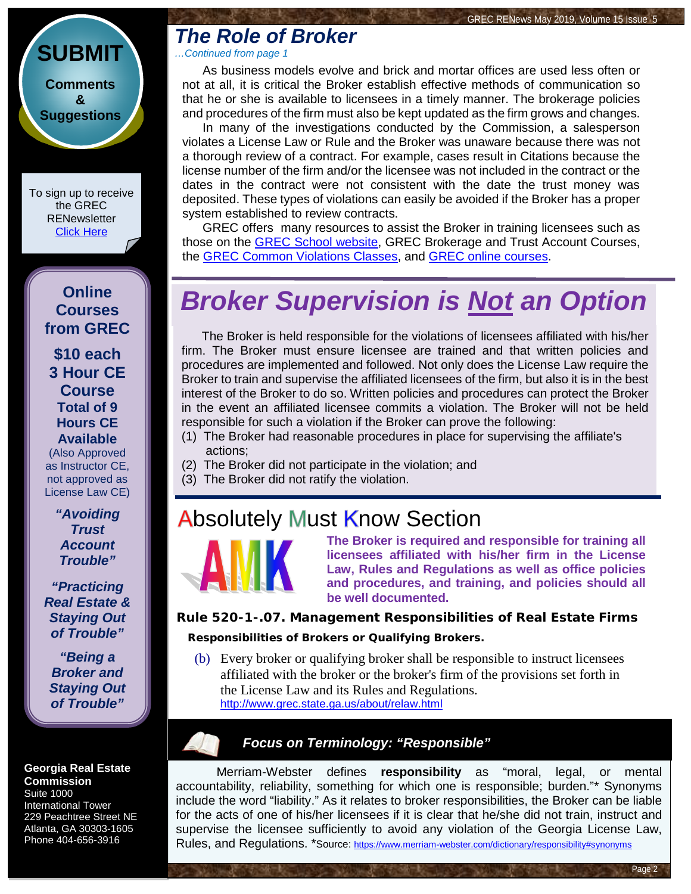# The Role of Broker

*…Continued from page 1*

As business models evolve and brick and mortar offices are used less often or not at all, it is critical the Broker establish effective methods of communication so that he or she is available to licensees in a timely manner. The brokerage policies and procedures of the firm must also be kept updated as the firm grows and changes.

In many of the investigations conducted by the Commission, a salesperson violates a License Law or Rule and the Broker was unaware because there was not a thorough review of a contract. For example, cases result in Citations because the license number of the firm and/or the licensee was not included in the contract or the dates in the contract were not consistent with the date the trust money was deposited. These types of violations can easily be avoided if the Broker has a proper system established to review contracts.

GREC offers many resources to assist the Broker in training licensees such as those on the GREC School website, GREC Brokerage and Trust Account Courses, the GREC Common Violations Classes, and GREC online courses.

# Broker Supervision is Not an Option

The Broker is held responsible for the violations of licensees affiliated with his/her firm. The Broker must ensure licensee are trained and that written policies and procedures are implemented and followed. Not only does the License Law require the Broker to train and supervise the affiliated licensees of the firm, but also it is in the best interest of the Broker to do so. Written policies and procedures can protect the Broker in the event an affiliated licensee commits a violation. The Broker will not be held responsible for such a violation if the Broker can prove the following:

(1) The Broker had reasonable procedures in place for supervising the affiliate's actions;
(2) The Broker did not participate in the violation; and
(3) The Broker did not ratify the violation.

## Absolutely Must Know Section

AMK

**The Broker is required and responsible for training all licensees affiliated with his/her firm in the License Law, Rules and Regulations as well as office policies and procedures, and training, and policies should all be well documented.**

**Rule 520-1-.07. Management Responsibilities of Real Estate Firms**

**Responsibilities of Brokers or Qualifying Brokers.**

(b) Every broker or qualifying broker shall be responsible to instruct licensees affiliated with the broker or the broker's firm of the provisions set forth in the License Law and its Rules and Regulations.
http://www.grec.state.ga.us/about/relaw.html

### *Focus on Terminology: "Responsible"*

Merriam-Webster defines **responsibility** as "moral, legal, or mental accountability, reliability, something for which one is responsible; burden."* Synonyms include the word "liability." As it relates to broker responsibilities, the Broker can be liable for the acts of one of his/her licensees if it is clear that he/she did not train, instruct and supervise the licensee sufficiently to avoid any violation of the Georgia License Law, Rules, and Regulations. *Source: https://www.merriam-webster.com/dictionary/responsibility#synonyms

---

**SUBMIT**
**Comments & Suggestions**

To sign up to receive the GREC RENewsletter Click Here

**Online Courses from GREC**

**$10 each**
**3 Hour CE Course**
**Total of 9 Hours CE Available**
(Also Approved as Instructor CE, not approved as License Law CE)

***"Avoiding Trust Account Trouble"***

***"Practicing Real Estate & Staying Out of Trouble"***

***"Being a Broker and Staying Out of Trouble"***

**Georgia Real Estate Commission**
Suite 1000
International Tower
229 Peachtree Street NE
Atlanta, GA 30303-1605
Phone 404-656-3916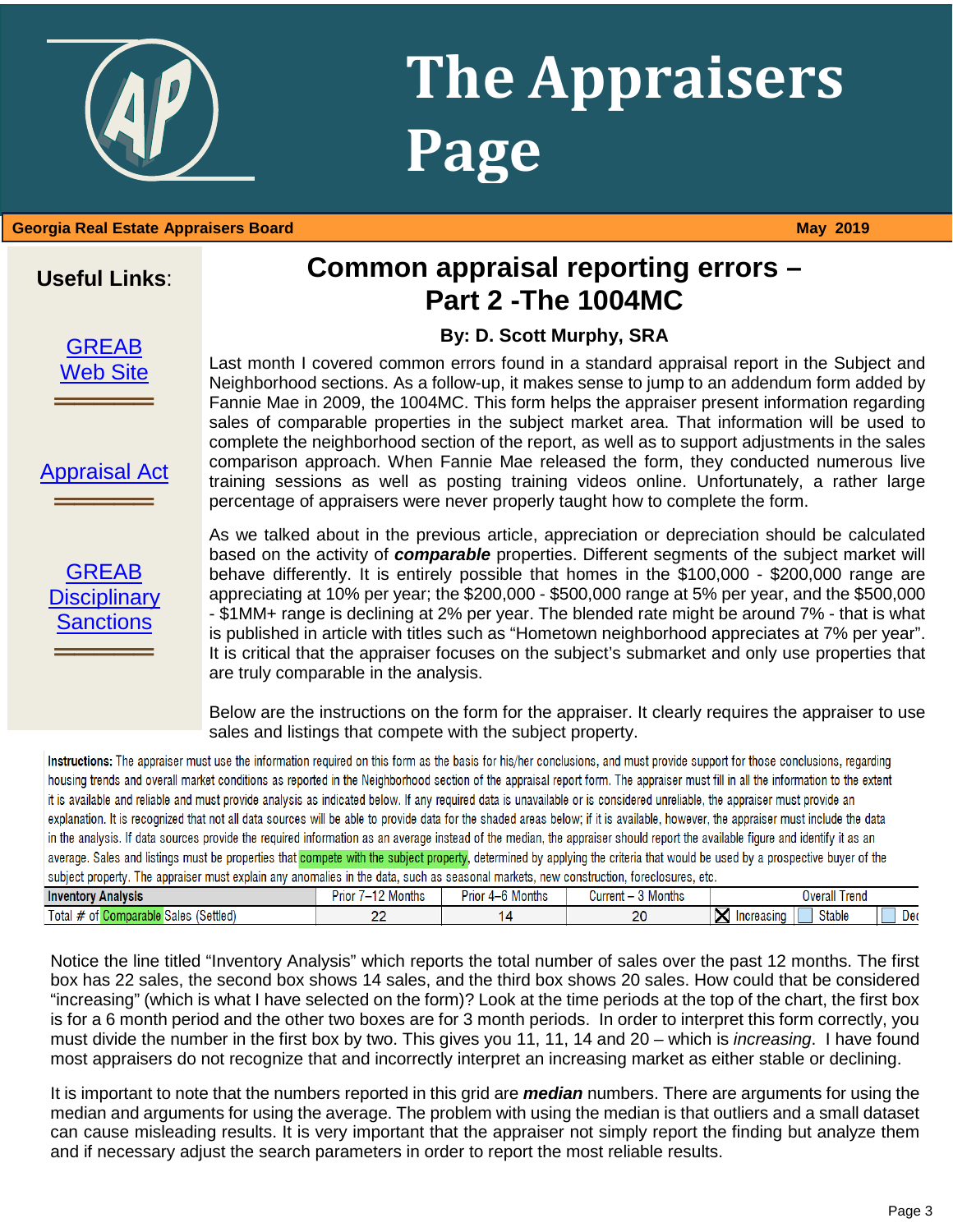# The Appraisers Page

**Georgia Real Estate Appraisers Board** — **May 2019**

**Useful Links**:

[GREAB Web Site]

[Appraisal Act]

[GREAB Disciplinary Sanctions]

## Common appraisal reporting errors – Part 2 -The 1004MC

**By: D. Scott Murphy, SRA**

Last month I covered common errors found in a standard appraisal report in the Subject and Neighborhood sections. As a follow-up, it makes sense to jump to an addendum form added by Fannie Mae in 2009, the 1004MC. This form helps the appraiser present information regarding sales of comparable properties in the subject market area. That information will be used to complete the neighborhood section of the report, as well as to support adjustments in the sales comparison approach. When Fannie Mae released the form, they conducted numerous live training sessions as well as posting training videos online. Unfortunately, a rather large percentage of appraisers were never properly taught how to complete the form.

As we talked about in the previous article, appreciation or depreciation should be calculated based on the activity of ***comparable*** properties. Different segments of the subject market will behave differently. It is entirely possible that homes in the $100,000 - $200,000 range are appreciating at 10% per year; the $200,000 - $500,000 range at 5% per year, and the $500,000 - $1MM+ range is declining at 2% per year. The blended rate might be around 7% - that is what is published in article with titles such as "Hometown neighborhood appreciates at 7% per year". It is critical that the appraiser focuses on the subject's submarket and only use properties that are truly comparable in the analysis.

Below are the instructions on the form for the appraiser. It clearly requires the appraiser to use sales and listings that compete with the subject property.

**Instructions:** The appraiser must use the information required on this form as the basis for his/her conclusions, and must provide support for those conclusions, regarding housing trends and overall market conditions as reported in the Neighborhood section of the appraisal report form. The appraiser must fill in all the information to the extent it is available and reliable and must provide analysis as indicated below. If any required data is unavailable or is considered unreliable, the appraiser must provide an explanation. It is recognized that not all data sources will be able to provide data for the shaded areas below; if it is available, however, the appraiser must include the data in the analysis. If data sources provide the required information as an average instead of the median, the appraiser should report the available figure and identify it as an average. Sales and listings must be properties that compete with the subject property, determined by applying the criteria that would be used by a prospective buyer of the subject property. The appraiser must explain any anomalies in the data, such as seasonal markets, new construction, foreclosures, etc.

| **Inventory Analysis** | Prior 7–12 Months | Prior 4–6 Months | Current – 3 Months | Overall Trend | | |
|---|---|---|---|---|---|---|
| Total # of Comparable Sales (Settled) | 22 | 14 | 20 | ☒ Increasing | ☐ Stable | ☐ Dec |

Notice the line titled "Inventory Analysis" which reports the total number of sales over the past 12 months. The first box has 22 sales, the second box shows 14 sales, and the third box shows 20 sales. How could that be considered "increasing" (which is what I have selected on the form)? Look at the time periods at the top of the chart, the first box is for a 6 month period and the other two boxes are for 3 month periods. In order to interpret this form correctly, you must divide the number in the first box by two. This gives you 11, 11, 14 and 20 – which is *increasing*. I have found most appraisers do not recognize that and incorrectly interpret an increasing market as either stable or declining.

It is important to note that the numbers reported in this grid are ***median*** numbers. There are arguments for using the median and arguments for using the average. The problem with using the median is that outliers and a small dataset can cause misleading results. It is very important that the appraiser not simply report the finding but analyze them and if necessary adjust the search parameters in order to report the most reliable results.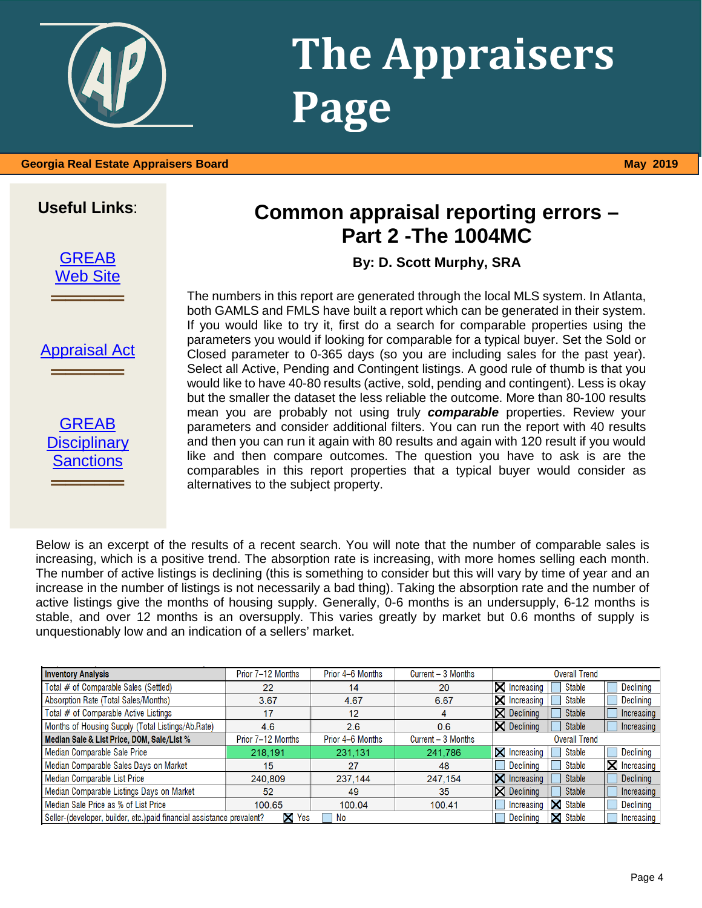# The Appraisers Page

**Georgia Real Estate Appraisers Board** — **May 2019**

**Useful Links:**

[GREAB Web Site]

[Appraisal Act]

[GREAB Disciplinary Sanctions]

## Common appraisal reporting errors – Part 2 -The 1004MC

**By: D. Scott Murphy, SRA**

The numbers in this report are generated through the local MLS system. In Atlanta, both GAMLS and FMLS have built a report which can be generated in their system. If you would like to try it, first do a search for comparable properties using the parameters you would if looking for comparable for a typical buyer. Set the Sold or Closed parameter to 0-365 days (so you are including sales for the past year). Select all Active, Pending and Contingent listings. A good rule of thumb is that you would like to have 40-80 results (active, sold, pending and contingent). Less is okay but the smaller the dataset the less reliable the outcome. More than 80-100 results mean you are probably not using truly ***comparable*** properties. Review your parameters and consider additional filters. You can run the report with 40 results and then you can run it again with 80 results and again with 120 result if you would like and then compare outcomes. The question you have to ask is are the comparables in this report properties that a typical buyer would consider as alternatives to the subject property.

Below is an excerpt of the results of a recent search. You will note that the number of comparable sales is increasing, which is a positive trend. The absorption rate is increasing, with more homes selling each month. The number of active listings is declining (this is something to consider but this will vary by time of year and an increase in the number of listings is not necessarily a bad thing). Taking the absorption rate and the number of active listings give the months of housing supply. Generally, 0-6 months is an undersupply, 6-12 months is stable, and over 12 months is an oversupply. This varies greatly by market but 0.6 months of supply is unquestionably low and an indication of a sellers' market.

| **Inventory Analysis** | Prior 7–12 Months | Prior 4–6 Months | Current – 3 Months | Overall Trend | | |
|---|---|---|---|---|---|---|
| Total # of Comparable Sales (Settled) | 22 | 14 | 20 | ☒ Increasing | ☐ Stable | ☐ Declining |
| Absorption Rate (Total Sales/Months) | 3.67 | 4.67 | 6.67 | ☒ Increasing | ☐ Stable | ☐ Declining |
| Total # of Comparable Active Listings | 17 | 12 | 4 | ☒ Declining | ☐ Stable | ☐ Increasing |
| Months of Housing Supply (Total Listings/Ab.Rate) | 4.6 | 2.6 | 0.6 | ☒ Declining | ☐ Stable | ☐ Increasing |
| **Median Sale & List Price, DOM, Sale/List %** | Prior 7–12 Months | Prior 4–6 Months | Current – 3 Months | Overall Trend | | |
| Median Comparable Sale Price | 218,191 | 231,131 | 241,786 | ☒ Increasing | ☐ Stable | ☐ Declining |
| Median Comparable Sales Days on Market | 15 | 27 | 48 | ☐ Declining | ☐ Stable | ☒ Increasing |
| Median Comparable List Price | 240,809 | 237,144 | 247,154 | ☒ Increasing | ☐ Stable | ☐ Declining |
| Median Comparable Listings Days on Market | 52 | 49 | 35 | ☒ Declining | ☐ Stable | ☐ Increasing |
| Median Sale Price as % of List Price | 100.65 | 100.04 | 100.41 | ☐ Increasing | ☒ Stable | ☐ Declining |
| Seller-(developer, builder, etc.)paid financial assistance prevalent? | ☒ Yes | ☐ No | | ☐ Declining | ☒ Stable | ☐ Increasing |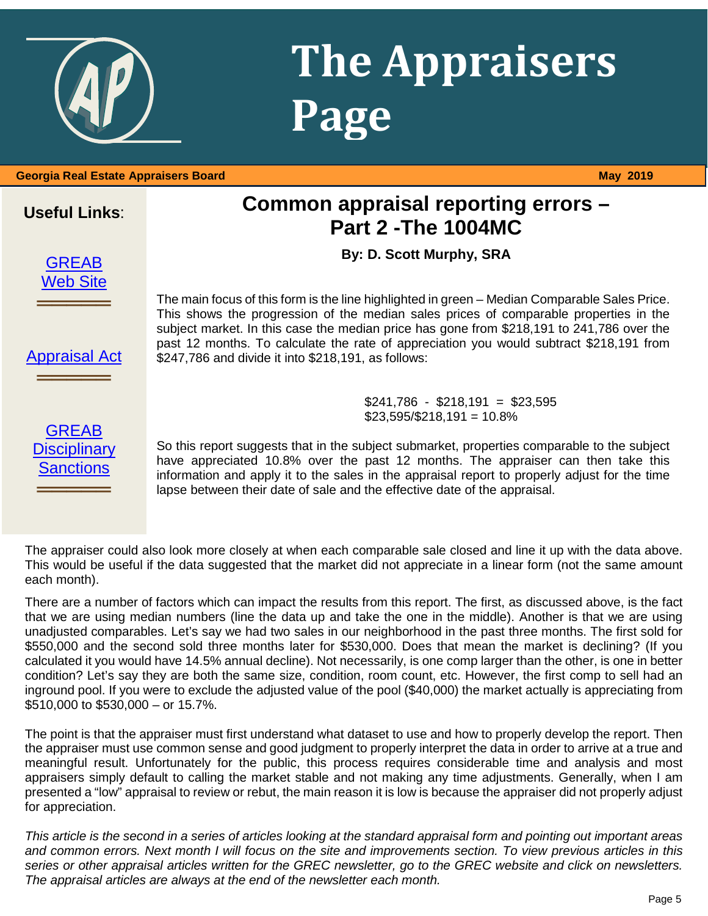# The Appraisers Page

**Georgia Real Estate Appraisers Board** **May 2019**

**Useful Links**:

GREAB Web Site

Appraisal Act

GREAB Disciplinary Sanctions

## Common appraisal reporting errors – Part 2 -The 1004MC

**By: D. Scott Murphy, SRA**

The main focus of this form is the line highlighted in green – Median Comparable Sales Price. This shows the progression of the median sales prices of comparable properties in the subject market. In this case the median price has gone from $218,191 to 241,786 over the past 12 months. To calculate the rate of appreciation you would subtract $218,191 from $247,786 and divide it into $218,191, as follows:

$241,786 - $218,191 = $23,595
$23,595/$218,191 = 10.8%

So this report suggests that in the subject submarket, properties comparable to the subject have appreciated 10.8% over the past 12 months. The appraiser can then take this information and apply it to the sales in the appraisal report to properly adjust for the time lapse between their date of sale and the effective date of the appraisal.

The appraiser could also look more closely at when each comparable sale closed and line it up with the data above. This would be useful if the data suggested that the market did not appreciate in a linear form (not the same amount each month).

There are a number of factors which can impact the results from this report. The first, as discussed above, is the fact that we are using median numbers (line the data up and take the one in the middle). Another is that we are using unadjusted comparables. Let's say we had two sales in our neighborhood in the past three months. The first sold for $550,000 and the second sold three months later for $530,000. Does that mean the market is declining? (If you calculated it you would have 14.5% annual decline). Not necessarily, is one comp larger than the other, is one in better condition? Let's say they are both the same size, condition, room count, etc. However, the first comp to sell had an inground pool. If you were to exclude the adjusted value of the pool ($40,000) the market actually is appreciating from $510,000 to $530,000 – or 15.7%.

The point is that the appraiser must first understand what dataset to use and how to properly develop the report. Then the appraiser must use common sense and good judgment to properly interpret the data in order to arrive at a true and meaningful result. Unfortunately for the public, this process requires considerable time and analysis and most appraisers simply default to calling the market stable and not making any time adjustments. Generally, when I am presented a "low" appraisal to review or rebut, the main reason it is low is because the appraiser did not properly adjust for appreciation.

*This article is the second in a series of articles looking at the standard appraisal form and pointing out important areas and common errors. Next month I will focus on the site and improvements section. To view previous articles in this series or other appraisal articles written for the GREC newsletter, go to the GREC website and click on newsletters. The appraisal articles are always at the end of the newsletter each month.*